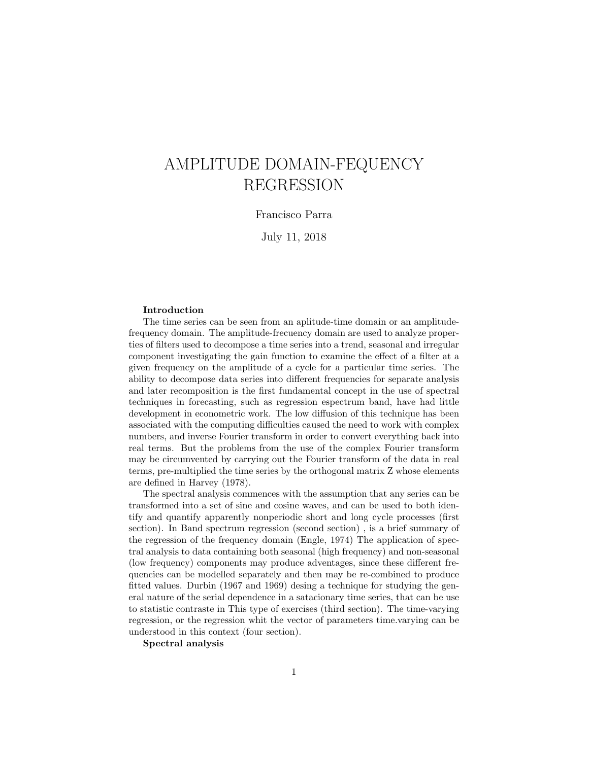# AMPLITUDE DOMAIN-FEQUENCY REGRESSION

Francisco Parra

July 11, 2018

**Introduction**

The time series can be seen from an aplitude-time domain or an amplitude-frequency domain. The amplitude-frecuency domain are used to analyze properties of filters used to decompose a time series into a trend, seasonal and irregular component investigating the gain function to examine the effect of a filter at a given frequency on the amplitude of a cycle for a particular time series. The ability to decompose data series into different frequencies for separate analysis and later recomposition is the first fundamental concept in the use of spectral techniques in forecasting, such as regression espectrum band, have had little development in econometric work. The low diffusion of this technique has been associated with the computing difficulties caused the need to work with complex numbers, and inverse Fourier transform in order to convert everything back into real terms. But the problems from the use of the complex Fourier transform may be circumvented by carrying out the Fourier transform of the data in real terms, pre-multiplied the time series by the orthogonal matrix Z whose elements are defined in Harvey (1978).

The spectral analysis commences with the assumption that any series can be transformed into a set of sine and cosine waves, and can be used to both identify and quantify apparently nonperiodic short and long cycle processes (first section). In Band spectrum regression (second section) , is a brief summary of the regression of the frequency domain (Engle, 1974) The application of spectral analysis to data containing both seasonal (high frequency) and non-seasonal (low frequency) components may produce adventages, since these different frequencies can be modelled separately and then may be re-combined to produce fitted values. Durbin (1967 and 1969) desing a technique for studying the general nature of the serial dependence in a satacionary time series, that can be use to statistic contraste in This type of exercises (third section). The time-varying regression, or the regression whit the vector of parameters time.varying can be understood in this context (four section).

**Spectral analysis**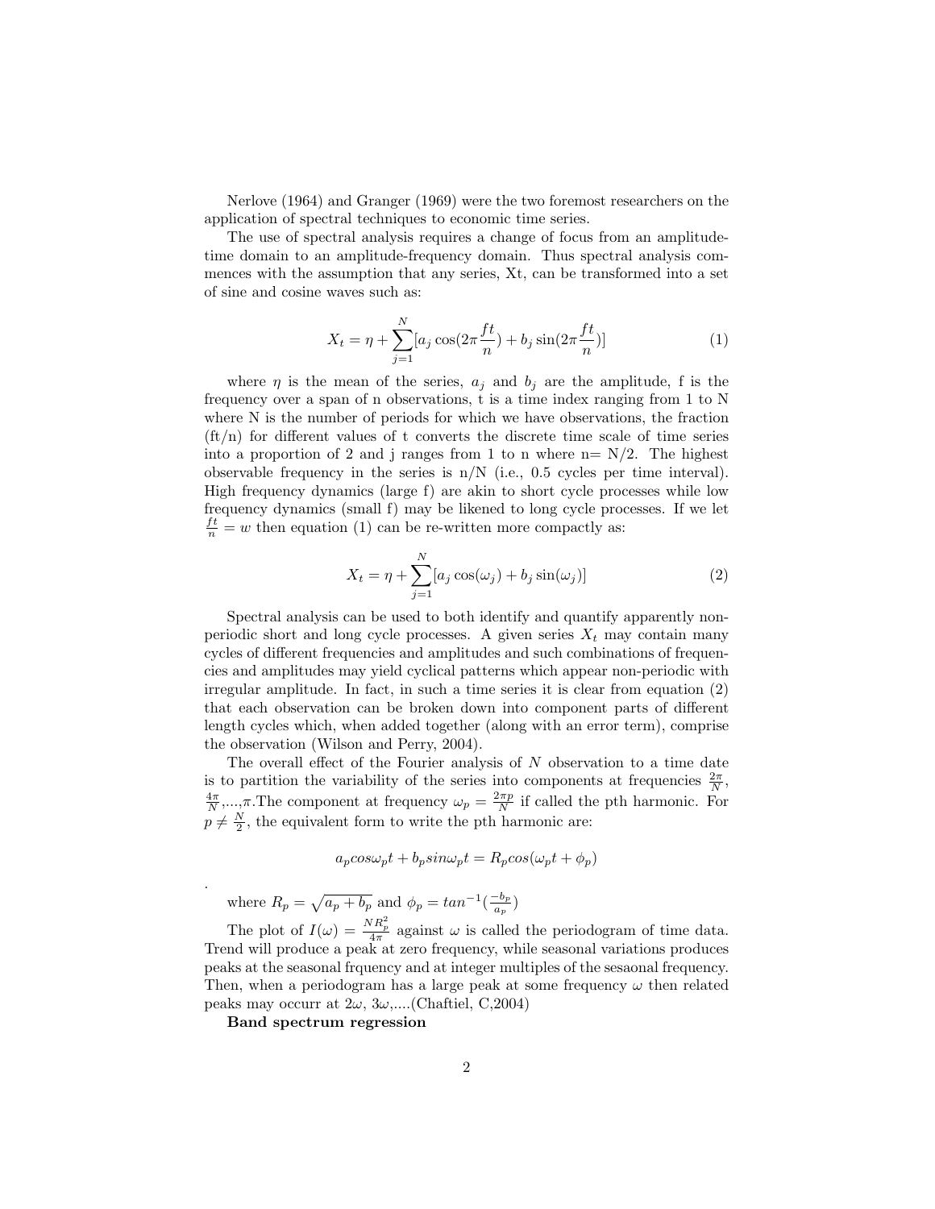Nerlove (1964) and Granger (1969) were the two foremost researchers on the application of spectral techniques to economic time series.

The use of spectral analysis requires a change of focus from an amplitude-time domain to an amplitude-frequency domain. Thus spectral analysis commences with the assumption that any series, Xt, can be transformed into a set of sine and cosine waves such as:

$$X_t = \eta + \sum_{j=1}^{N} [a_j \cos(2\pi \frac{ft}{n}) + b_j \sin(2\pi \frac{ft}{n})] \tag{1}$$

where $\eta$ is the mean of the series, $a_j$ and $b_j$ are the amplitude, f is the frequency over a span of n observations, t is a time index ranging from 1 to N where N is the number of periods for which we have observations, the fraction (ft/n) for different values of t converts the discrete time scale of time series into a proportion of 2 and j ranges from 1 to n where n= N/2. The highest observable frequency in the series is n/N (i.e., 0.5 cycles per time interval). High frequency dynamics (large f) are akin to short cycle processes while low frequency dynamics (small f) may be likened to long cycle processes. If we let $\frac{ft}{n} = w$ then equation (1) can be re-written more compactly as:

$$X_t = \eta + \sum_{j=1}^{N} [a_j \cos(\omega_j) + b_j \sin(\omega_j)] \tag{2}$$

Spectral analysis can be used to both identify and quantify apparently non-periodic short and long cycle processes. A given series $X_t$ may contain many cycles of different frequencies and amplitudes and such combinations of frequencies and amplitudes may yield cyclical patterns which appear non-periodic with irregular amplitude. In fact, in such a time series it is clear from equation (2) that each observation can be broken down into component parts of different length cycles which, when added together (along with an error term), comprise the observation (Wilson and Perry, 2004).

The overall effect of the Fourier analysis of $N$ observation to a time date is to partition the variability of the series into components at frequencies $\frac{2\pi}{N}$, $\frac{4\pi}{N}$,...,$\pi$.The component at frequency $\omega_p = \frac{2\pi p}{N}$ if called the pth harmonic. For $p \neq \frac{N}{2}$, the equivalent form to write the pth harmonic are:

$$a_p cos \omega_p t + b_p sin \omega_p t = R_p cos(\omega_p t + \phi_p)$$

.

where $R_p = \sqrt{a_p + b_p}$ and $\phi_p = tan^{-1}(\frac{-b_p}{a_p})$

The plot of $I(\omega) = \frac{NR_p^2}{4\pi}$ against $\omega$ is called the periodogram of time data. Trend will produce a peak at zero frequency, while seasonal variations produces peaks at the seasonal frquency and at integer multiples of the sesaonal frequency. Then, when a periodogram has a large peak at some frequency $\omega$ then related peaks may occurr at $2\omega$, $3\omega$,....(Chaftiel, C,2004)

**Band spectrum regression**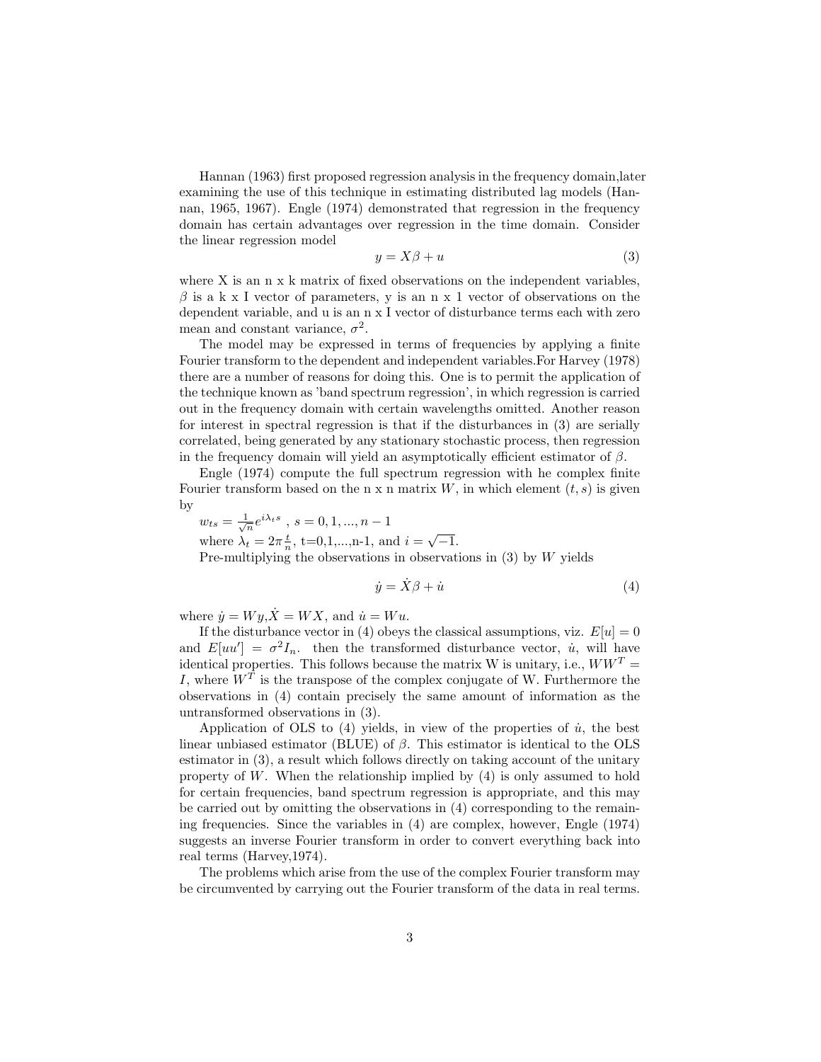Hannan (1963) first proposed regression analysis in the frequency domain,later examining the use of this technique in estimating distributed lag models (Hannan, 1965, 1967). Engle (1974) demonstrated that regression in the frequency domain has certain advantages over regression in the time domain. Consider the linear regression model

$$y = X\beta + u \tag{3}$$

where X is an n x k matrix of fixed observations on the independent variables, $\beta$ is a k x I vector of parameters, y is an n x 1 vector of observations on the dependent variable, and u is an n x I vector of disturbance terms each with zero mean and constant variance, $\sigma^2$.

The model may be expressed in terms of frequencies by applying a finite Fourier transform to the dependent and independent variables.For Harvey (1978) there are a number of reasons for doing this. One is to permit the application of the technique known as 'band spectrum regression', in which regression is carried out in the frequency domain with certain wavelengths omitted. Another reason for interest in spectral regression is that if the disturbances in (3) are serially correlated, being generated by any stationary stochastic process, then regression in the frequency domain will yield an asymptotically efficient estimator of $\beta$.

Engle (1974) compute the full spectrum regression with he complex finite Fourier transform based on the n x n matrix $W$, in which element $(t, s)$ is given by

$w_{ts} = \frac{1}{\sqrt{n}} e^{i\lambda_t s}$ , $s = 0, 1, ..., n - 1$

where $\lambda_t = 2\pi \frac{t}{n}$, t=0,1,...,n-1, and $i = \sqrt{-1}$.

Pre-multiplying the observations in observations in (3) by $W$ yields

$$\dot{y} = \dot{X}\beta + \dot{u} \tag{4}$$

where $\dot{y} = Wy$,$\dot{X} = WX$, and $\dot{u} = Wu$.

If the disturbance vector in (4) obeys the classical assumptions, viz. $E[u] = 0$ and $E[uu'] = \sigma^2 I_n$. then the transformed disturbance vector, $\dot{u}$, will have identical properties. This follows because the matrix W is unitary, i.e., $WW^T = I$, where $W^T$ is the transpose of the complex conjugate of W. Furthermore the observations in (4) contain precisely the same amount of information as the untransformed observations in (3).

Application of OLS to (4) yields, in view of the properties of $\dot{u}$, the best linear unbiased estimator (BLUE) of $\beta$. This estimator is identical to the OLS estimator in (3), a result which follows directly on taking account of the unitary property of $W$. When the relationship implied by (4) is only assumed to hold for certain frequencies, band spectrum regression is appropriate, and this may be carried out by omitting the observations in (4) corresponding to the remaining frequencies. Since the variables in (4) are complex, however, Engle (1974) suggests an inverse Fourier transform in order to convert everything back into real terms (Harvey,1974).

The problems which arise from the use of the complex Fourier transform may be circumvented by carrying out the Fourier transform of the data in real terms.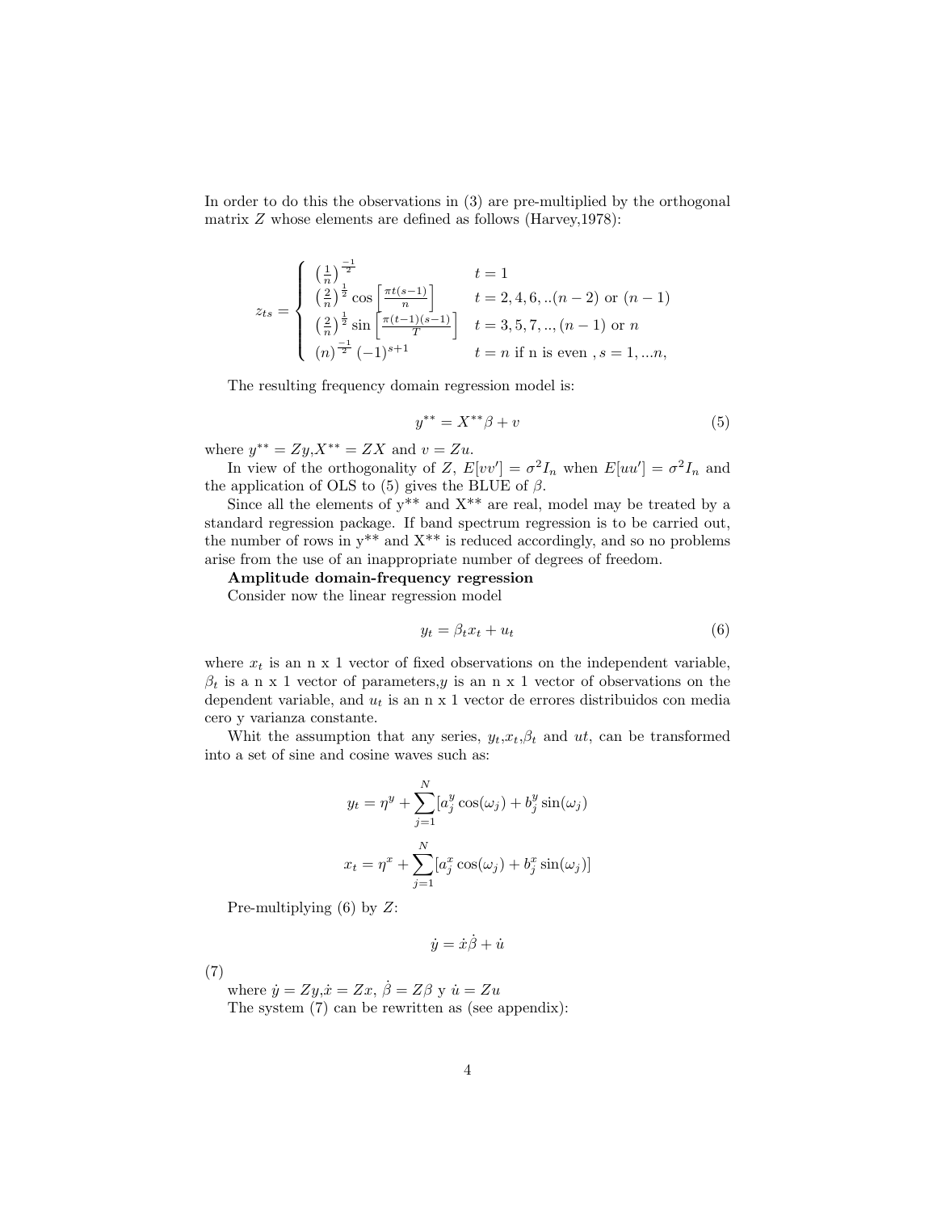In order to do this the observations in (3) are pre-multiplied by the orthogonal matrix $Z$ whose elements are defined as follows (Harvey,1978):

$$z_{ts} = \begin{cases} \left(\frac{1}{n}\right)^{\frac{-1}{2}} & t = 1 \\ \left(\frac{2}{n}\right)^{\frac{1}{2}} \cos\left[\frac{\pi t(s-1)}{n}\right] & t = 2, 4, 6, ..(n-2) \text{ or } (n-1) \\ \left(\frac{2}{n}\right)^{\frac{1}{2}} \sin\left[\frac{\pi(t-1)(s-1)}{T}\right] & t = 3, 5, 7, .., (n-1) \text{ or } n \\ (n)^{\frac{-1}{2}} (-1)^{s+1} & t = n \text{ if n is even }, s = 1, ...n, \end{cases}$$

The resulting frequency domain regression model is:

$$y^{**} = X^{**}\beta + v \tag{5}$$

where $y^{**} = Zy$,$X^{**} = ZX$ and $v = Zu$.

In view of the orthogonality of $Z$, $E[vv'] = \sigma^2 I_n$ when $E[uu'] = \sigma^2 I_n$ and the application of OLS to (5) gives the BLUE of $\beta$.

Since all the elements of $y^{**}$ and $X^{**}$ are real, model may be treated by a standard regression package. If band spectrum regression is to be carried out, the number of rows in $y^{**}$ and $X^{**}$ is reduced accordingly, and so no problems arise from the use of an inappropriate number of degrees of freedom.

**Amplitude domain-frequency regression**

Consider now the linear regression model

$$y_t = \beta_t x_t + u_t \tag{6}$$

where $x_t$ is an n x 1 vector of fixed observations on the independent variable, $\beta_t$ is a n x 1 vector of parameters,$y$ is an n x 1 vector of observations on the dependent variable, and $u_t$ is an n x 1 vector de errores distribuidos con media cero y varianza constante.

Whit the assumption that any series, $y_t$,$x_t$,$\beta_t$ and $ut$, can be transformed into a set of sine and cosine waves such as:

$$y_t = \eta^y + \sum_{j=1}^{N} [a_j^y \cos(\omega_j) + b_j^y \sin(\omega_j)$$

$$x_t = \eta^x + \sum_{j=1}^{N} [a_j^x \cos(\omega_j) + b_j^x \sin(\omega_j)]$$

Pre-multiplying (6) by $Z$:

$$\dot{y} = \dot{x}\dot{\beta} + \dot{u}$$

(7)

where $\dot{y} = Zy$,$\dot{x} = Zx$, $\dot{\beta} = Z\beta$ y $\dot{u} = Zu$

The system (7) can be rewritten as (see appendix):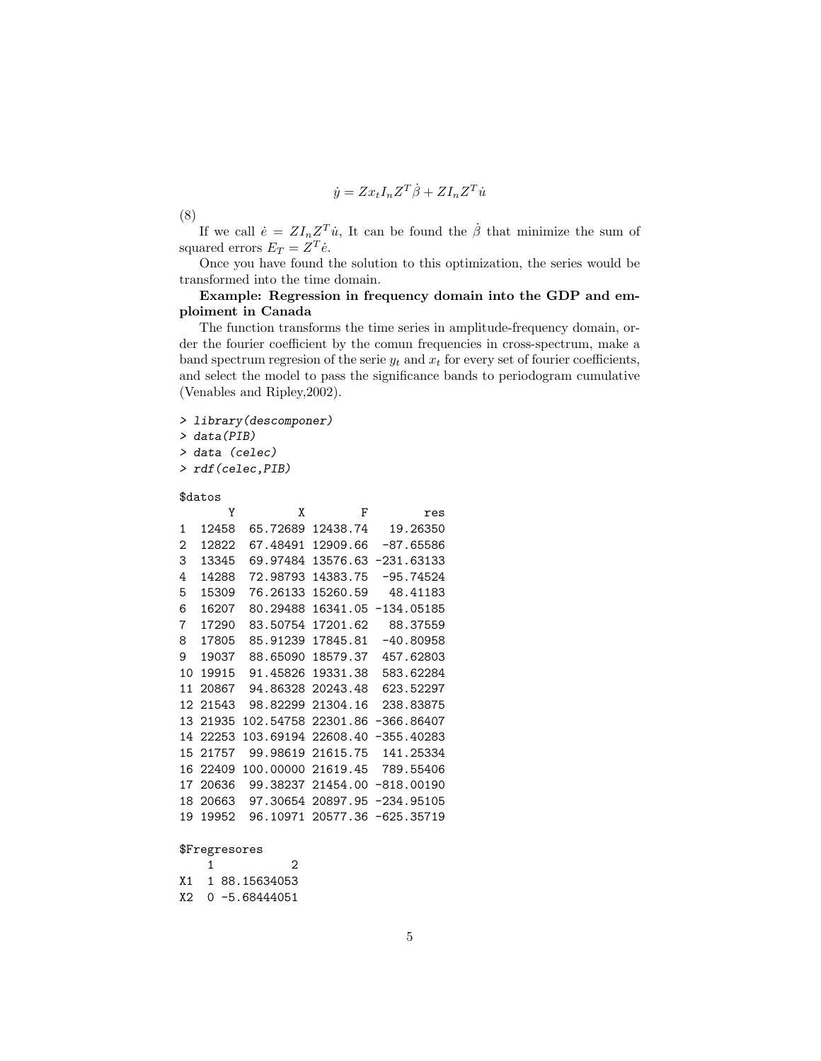$$\dot{y} = Zx_t I_n Z^T \dot{\beta} + ZI_n Z^T \dot{u}$$

(8)

If we call $\dot{e} = ZI_n Z^T \dot{u}$, It can be found the $\dot{\beta}$ that minimize the sum of squared errors $E_T = Z^T \dot{e}$.

Once you have found the solution to this optimization, the series would be transformed into the time domain.

**Example: Regression in frequency domain into the GDP and emploiment in Canada**

The function transforms the time series in amplitude-frequency domain, order the fourier coefficient by the comun frequencies in cross-spectrum, make a band spectrum regresion of the serie $y_t$ and $x_t$ for every set of fourier coefficients, and select the model to pass the significance bands to periodogram cumulative (Venables and Ripley,2002).

```
> library(descomponer)
> data(PIB)
> data (celec)
> rdf(celec,PIB)

$datos
       Y         X        F        res
1  12458  65.72689 12438.74   19.26350
2  12822  67.48491 12909.66  -87.65586
3  13345  69.97484 13576.63 -231.63133
4  14288  72.98793 14383.75  -95.74524
5  15309  76.26133 15260.59   48.41183
6  16207  80.29488 16341.05 -134.05185
7  17290  83.50754 17201.62   88.37559
8  17805  85.91239 17845.81  -40.80958
9  19037  88.65090 18579.37  457.62803
10 19915  91.45826 19331.38  583.62284
11 20867  94.86328 20243.48  623.52297
12 21543  98.82299 21304.16  238.83875
13 21935 102.54758 22301.86 -366.86407
14 22253 103.69194 22608.40 -355.40283
15 21757  99.98619 21615.75  141.25334
16 22409 100.00000 21619.45  789.55406
17 20636  99.38237 21454.00 -818.00190
18 20663  97.30654 20897.95 -234.95105
19 19952  96.10971 20577.36 -625.35719

$Fregresores
   1           2
X1 1 88.15634053
X2 0 -5.68444051
```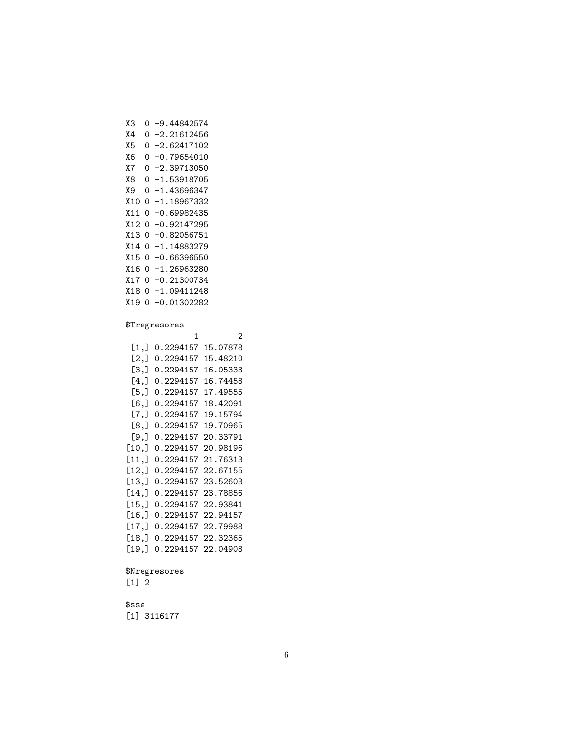```
X3  0 -9.44842574
X4  0 -2.21612456
X5  0 -2.62417102
X6  0 -0.79654010
X7  0 -2.39713050
X8  0 -1.53918705
X9  0 -1.43696347
X10 0 -1.18967332
X11 0 -0.69982435
X12 0 -0.92147295
X13 0 -0.82056751
X14 0 -1.14883279
X15 0 -0.66396550
X16 0 -1.26963280
X17 0 -0.21300734
X18 0 -1.09411248
X19 0 -0.01302282

$Tregresores
              1        2
 [1,] 0.2294157 15.07878
 [2,] 0.2294157 15.48210
 [3,] 0.2294157 16.05333
 [4,] 0.2294157 16.74458
 [5,] 0.2294157 17.49555
 [6,] 0.2294157 18.42091
 [7,] 0.2294157 19.15794
 [8,] 0.2294157 19.70965
 [9,] 0.2294157 20.33791
[10,] 0.2294157 20.98196
[11,] 0.2294157 21.76313
[12,] 0.2294157 22.67155
[13,] 0.2294157 23.52603
[14,] 0.2294157 23.78856
[15,] 0.2294157 22.93841
[16,] 0.2294157 22.94157
[17,] 0.2294157 22.79988
[18,] 0.2294157 22.32365
[19,] 0.2294157 22.04908

$Nregresores
[1] 2

$sse
[1] 3116177
```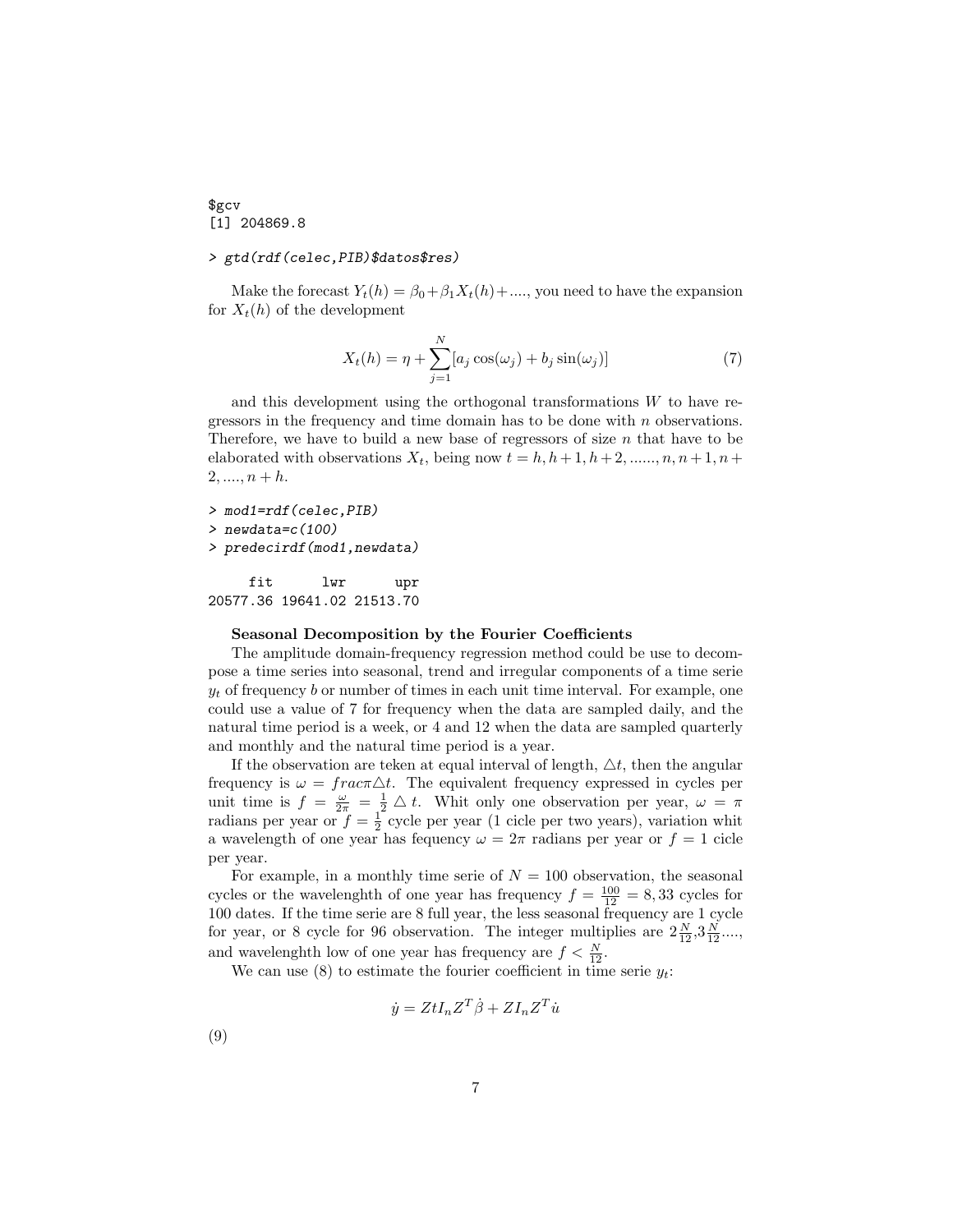```
$gcv
[1] 204869.8

> gtd(rdf(celec,PIB)$datos$res)
```

Make the forecast $Y_t(h) = \beta_0 + \beta_1 X_t(h) + ....$, you need to have the expansion for $X_t(h)$ of the development

$$X_t(h) = \eta + \sum_{j=1}^{N} [a_j \cos(\omega_j) + b_j \sin(\omega_j)] \tag{7}$$

and this development using the orthogonal transformations $W$ to have regressors in the frequency and time domain has to be done with $n$ observations. Therefore, we have to build a new base of regressors of size $n$ that have to be elaborated with observations $X_t$, being now $t = h, h+1, h+2, ......, n, n+1, n+2, ...., n+h$.

```
> mod1=rdf(celec,PIB)
> newdata=c(100)
> predecirdf(mod1,newdata)

     fit      lwr      upr
20577.36 19641.02 21513.70
```

**Seasonal Decomposition by the Fourier Coefficients**

The amplitude domain-frequency regression method could be use to decompose a time series into seasonal, trend and irregular components of a time serie $y_t$ of frequency $b$ or number of times in each unit time interval. For example, one could use a value of 7 for frequency when the data are sampled daily, and the natural time period is a week, or 4 and 12 when the data are sampled quarterly and monthly and the natural time period is a year.

If the observation are teken at equal interval of length, $\triangle t$, then the angular frequency is $\omega = frac\pi\triangle t$. The equivalent frequency expressed in cycles per unit time is $f = \frac{\omega}{2\pi} = \frac{1}{2} \triangle t$. Whit only one observation per year, $\omega = \pi$ radians per year or $f = \frac{1}{2}$ cycle per year (1 cicle per two years), variation whit a wavelength of one year has fequency $\omega = 2\pi$ radians per year or $f = 1$ cicle per year.

For example, in a monthly time serie of $N = 100$ observation, the seasonal cycles or the wavelenghth of one year has frequency $f = \frac{100}{12} = 8,33$ cycles for 100 dates. If the time serie are 8 full year, the less seasonal frequency are 1 cycle for year, or 8 cycle for 96 observation. The integer multiplies are $2\frac{N}{12}$,$3\frac{N}{12}$...., and wavelenghth low of one year has frequency are $f < \frac{N}{12}$.

We can use (8) to estimate the fourier coefficient in time serie $y_t$:

$$\dot{y} = ZtI_nZ^T\dot{\beta} + ZI_nZ^T\dot{u}$$

(9)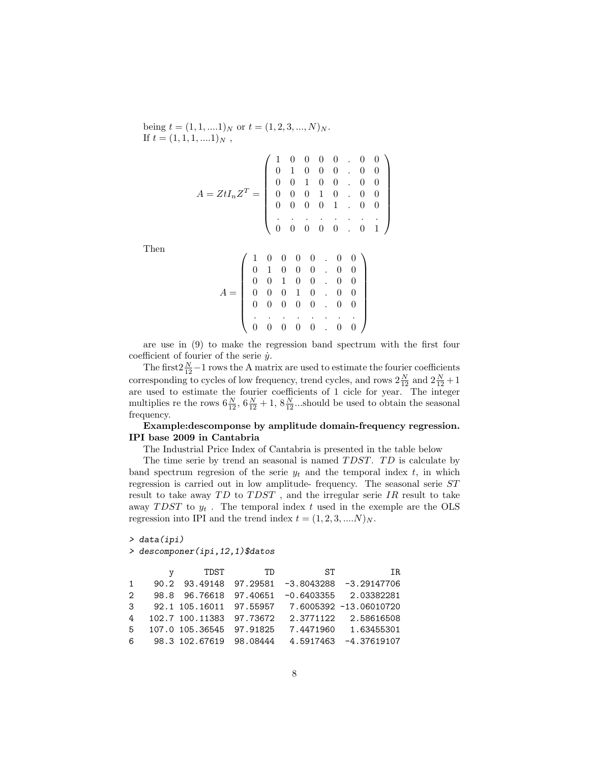being $t = (1, 1, ....1)_N$ or $t = (1, 2, 3, ..., N)_N$.
If $t = (1, 1, 1, ....1)_N$ ,

$$A = ZtI_nZ^T = \begin{pmatrix} 1 & 0 & 0 & 0 & 0 & . & 0 & 0 \\ 0 & 1 & 0 & 0 & 0 & . & 0 & 0 \\ 0 & 0 & 1 & 0 & 0 & . & 0 & 0 \\ 0 & 0 & 0 & 1 & 0 & . & 0 & 0 \\ 0 & 0 & 0 & 0 & 1 & . & 0 & 0 \\ . & . & . & . & . & . & . & . \\ 0 & 0 & 0 & 0 & 0 & . & 0 & 1 \end{pmatrix}$$

Then

$$A = \begin{pmatrix} 1 & 0 & 0 & 0 & 0 & . & 0 & 0 \\ 0 & 1 & 0 & 0 & 0 & . & 0 & 0 \\ 0 & 0 & 1 & 0 & 0 & . & 0 & 0 \\ 0 & 0 & 0 & 1 & 0 & . & 0 & 0 \\ 0 & 0 & 0 & 0 & 0 & . & 0 & 0 \\ . & . & . & . & . & . & . & . \\ 0 & 0 & 0 & 0 & 0 & . & 0 & 0 \end{pmatrix}$$

are use in (9) to make the regression band spectrum with the first four coefficient of fourier of the serie $\dot{y}$.

The first$2\frac{N}{12}-1$ rows the A matrix are used to estimate the fourier coefficients corresponding to cycles of low frequency, trend cycles, and rows $2\frac{N}{12}$ and $2\frac{N}{12}+1$ are used to estimate the fourier coefficients of 1 cicle for year. The integer multiplies re the rows $6\frac{N}{12}$, $6\frac{N}{12}+1$, $8\frac{N}{12}$...should be used to obtain the seasonal frequency.

**Example:descomponse by amplitude domain-frequency regression. IPI base 2009 in Cantabria**

The Industrial Price Index of Cantabria is presented in the table below

The time serie by trend an seasonal is named $TDST$. $TD$ is calculate by band spectrum regresion of the serie $y_t$ and the temporal index $t$, in which regression is carried out in low amplitude- frequency. The seasonal serie $ST$ result to take away $TD$ to $TDST$ , and the irregular serie $IR$ result to take away $TDST$ to $y_t$ . The temporal index $t$ used in the exemple are the OLS regression into IPI and the trend index $t = (1, 2, 3, ....N)_N$.

```
> data(ipi)
> descomponer(ipi,12,1)$datos

      y      TDST       TD         ST           IR
1  90.2  93.49148 97.29581 -3.8043288  -3.29147706
2  98.8  96.76618 97.40651 -0.6403355   2.03382281
3  92.1 105.16011 97.55957  7.6005392 -13.06010720
4 102.7 100.11383 97.73672  2.3771122   2.58616508
5 107.0 105.36545 97.91825  7.4471960   1.63455301
6  98.3 102.67619 98.08444  4.5917463  -4.37619107
```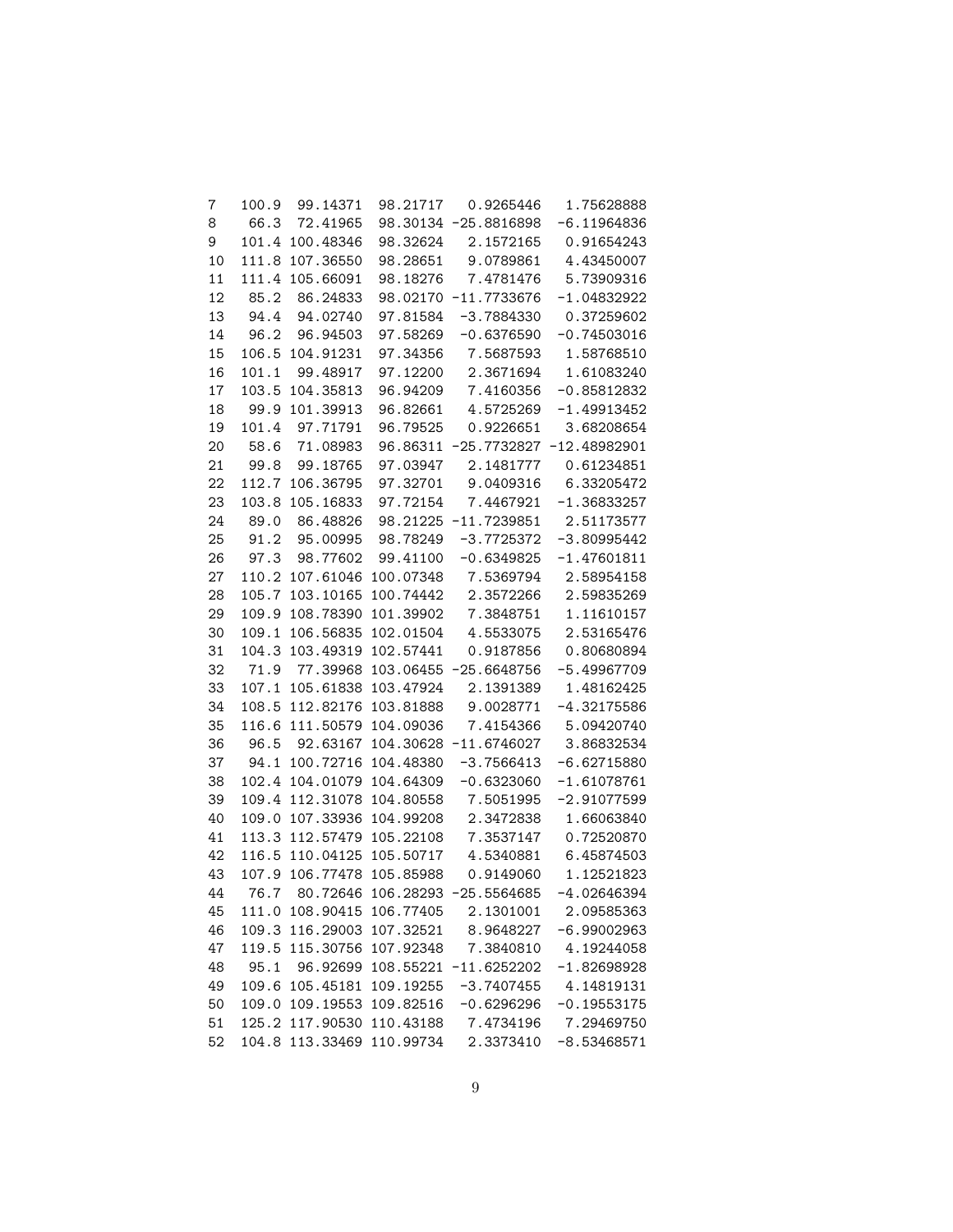| | | | | | |
|---|---|---|---|---|---|
| 7 | 100.9 | 99.14371 | 98.21717 | 0.9265446 | 1.75628888 |
| 8 | 66.3 | 72.41965 | 98.30134 | -25.8816898 | -6.11964836 |
| 9 | 101.4 | 100.48346 | 98.32624 | 2.1572165 | 0.91654243 |
| 10 | 111.8 | 107.36550 | 98.28651 | 9.0789861 | 4.43450007 |
| 11 | 111.4 | 105.66091 | 98.18276 | 7.4781476 | 5.73909316 |
| 12 | 85.2 | 86.24833 | 98.02170 | -11.7733676 | -1.04832922 |
| 13 | 94.4 | 94.02740 | 97.81584 | -3.7884330 | 0.37259602 |
| 14 | 96.2 | 96.94503 | 97.58269 | -0.6376590 | -0.74503016 |
| 15 | 106.5 | 104.91231 | 97.34356 | 7.5687593 | 1.58768510 |
| 16 | 101.1 | 99.48917 | 97.12200 | 2.3671694 | 1.61083240 |
| 17 | 103.5 | 104.35813 | 96.94209 | 7.4160356 | -0.85812832 |
| 18 | 99.9 | 101.39913 | 96.82661 | 4.5725269 | -1.49913452 |
| 19 | 101.4 | 97.71791 | 96.79525 | 0.9226651 | 3.68208654 |
| 20 | 58.6 | 71.08983 | 96.86311 | -25.7732827 | -12.48982901 |
| 21 | 99.8 | 99.18765 | 97.03947 | 2.1481777 | 0.61234851 |
| 22 | 112.7 | 106.36795 | 97.32701 | 9.0409316 | 6.33205472 |
| 23 | 103.8 | 105.16833 | 97.72154 | 7.4467921 | -1.36833257 |
| 24 | 89.0 | 86.48826 | 98.21225 | -11.7239851 | 2.51173577 |
| 25 | 91.2 | 95.00995 | 98.78249 | -3.7725372 | -3.80995442 |
| 26 | 97.3 | 98.77602 | 99.41100 | -0.6349825 | -1.47601811 |
| 27 | 110.2 | 107.61046 | 100.07348 | 7.5369794 | 2.58954158 |
| 28 | 105.7 | 103.10165 | 100.74442 | 2.3572266 | 2.59835269 |
| 29 | 109.9 | 108.78390 | 101.39902 | 7.3848751 | 1.11610157 |
| 30 | 109.1 | 106.56835 | 102.01504 | 4.5533075 | 2.53165476 |
| 31 | 104.3 | 103.49319 | 102.57441 | 0.9187856 | 0.80680894 |
| 32 | 71.9 | 77.39968 | 103.06455 | -25.6648756 | -5.49967709 |
| 33 | 107.1 | 105.61838 | 103.47924 | 2.1391389 | 1.48162425 |
| 34 | 108.5 | 112.82176 | 103.81888 | 9.0028771 | -4.32175586 |
| 35 | 116.6 | 111.50579 | 104.09036 | 7.4154366 | 5.09420740 |
| 36 | 96.5 | 92.63167 | 104.30628 | -11.6746027 | 3.86832534 |
| 37 | 94.1 | 100.72716 | 104.48380 | -3.7566413 | -6.62715880 |
| 38 | 102.4 | 104.01079 | 104.64309 | -0.6323060 | -1.61078761 |
| 39 | 109.4 | 112.31078 | 104.80558 | 7.5051995 | -2.91077599 |
| 40 | 109.0 | 107.33936 | 104.99208 | 2.3472838 | 1.66063840 |
| 41 | 113.3 | 112.57479 | 105.22108 | 7.3537147 | 0.72520870 |
| 42 | 116.5 | 110.04125 | 105.50717 | 4.5340881 | 6.45874503 |
| 43 | 107.9 | 106.77478 | 105.85988 | 0.9149060 | 1.12521823 |
| 44 | 76.7 | 80.72646 | 106.28293 | -25.5564685 | -4.02646394 |
| 45 | 111.0 | 108.90415 | 106.77405 | 2.1301001 | 2.09585363 |
| 46 | 109.3 | 116.29003 | 107.32521 | 8.9648227 | -6.99002963 |
| 47 | 119.5 | 115.30756 | 107.92348 | 7.3840810 | 4.19244058 |
| 48 | 95.1 | 96.92699 | 108.55221 | -11.6252202 | -1.82698928 |
| 49 | 109.6 | 105.45181 | 109.19255 | -3.7407455 | 4.14819131 |
| 50 | 109.0 | 109.19553 | 109.82516 | -0.6296296 | -0.19553175 |
| 51 | 125.2 | 117.90530 | 110.43188 | 7.4734196 | 7.29469750 |
| 52 | 104.8 | 113.33469 | 110.99734 | 2.3373410 | -8.53468571 |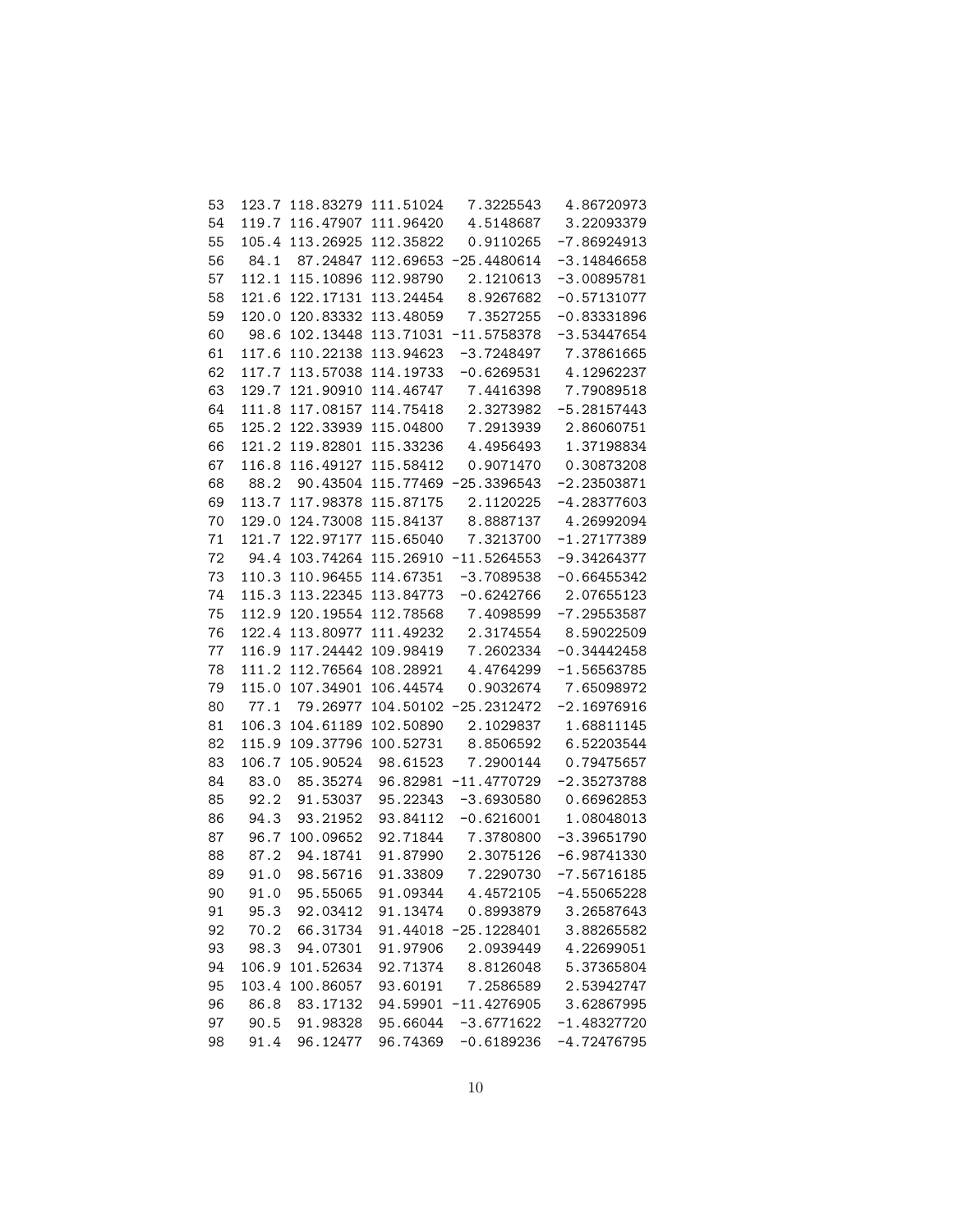| | | | | | |
|---|---|---|---|---|---|
| 53 | 123.7 | 118.83279 | 111.51024 | 7.3225543 | 4.86720973 |
| 54 | 119.7 | 116.47907 | 111.96420 | 4.5148687 | 3.22093379 |
| 55 | 105.4 | 113.26925 | 112.35822 | 0.9110265 | -7.86924913 |
| 56 | 84.1 | 87.24847 | 112.69653 | -25.4480614 | -3.14846658 |
| 57 | 112.1 | 115.10896 | 112.98790 | 2.1210613 | -3.00895781 |
| 58 | 121.6 | 122.17131 | 113.24454 | 8.9267682 | -0.57131077 |
| 59 | 120.0 | 120.83332 | 113.48059 | 7.3527255 | -0.83331896 |
| 60 | 98.6 | 102.13448 | 113.71031 | -11.5758378 | -3.53447654 |
| 61 | 117.6 | 110.22138 | 113.94623 | -3.7248497 | 7.37861665 |
| 62 | 117.7 | 113.57038 | 114.19733 | -0.6269531 | 4.12962237 |
| 63 | 129.7 | 121.90910 | 114.46747 | 7.4416398 | 7.79089518 |
| 64 | 111.8 | 117.08157 | 114.75418 | 2.3273982 | -5.28157443 |
| 65 | 125.2 | 122.33939 | 115.04800 | 7.2913939 | 2.86060751 |
| 66 | 121.2 | 119.82801 | 115.33236 | 4.4956493 | 1.37198834 |
| 67 | 116.8 | 116.49127 | 115.58412 | 0.9071470 | 0.30873208 |
| 68 | 88.2 | 90.43504 | 115.77469 | -25.3396543 | -2.23503871 |
| 69 | 113.7 | 117.98378 | 115.87175 | 2.1120225 | -4.28377603 |
| 70 | 129.0 | 124.73008 | 115.84137 | 8.8887137 | 4.26992094 |
| 71 | 121.7 | 122.97177 | 115.65040 | 7.3213700 | -1.27177389 |
| 72 | 94.4 | 103.74264 | 115.26910 | -11.5264553 | -9.34264377 |
| 73 | 110.3 | 110.96455 | 114.67351 | -3.7089538 | -0.66455342 |
| 74 | 115.3 | 113.22345 | 113.84773 | -0.6242766 | 2.07655123 |
| 75 | 112.9 | 120.19554 | 112.78568 | 7.4098599 | -7.29553587 |
| 76 | 122.4 | 113.80977 | 111.49232 | 2.3174554 | 8.59022509 |
| 77 | 116.9 | 117.24442 | 109.98419 | 7.2602334 | -0.34442458 |
| 78 | 111.2 | 112.76564 | 108.28921 | 4.4764299 | -1.56563785 |
| 79 | 115.0 | 107.34901 | 106.44574 | 0.9032674 | 7.65098972 |
| 80 | 77.1 | 79.26977 | 104.50102 | -25.2312472 | -2.16976916 |
| 81 | 106.3 | 104.61189 | 102.50890 | 2.1029837 | 1.68811145 |
| 82 | 115.9 | 109.37796 | 100.52731 | 8.8506592 | 6.52203544 |
| 83 | 106.7 | 105.90524 | 98.61523 | 7.2900144 | 0.79475657 |
| 84 | 83.0 | 85.35274 | 96.82981 | -11.4770729 | -2.35273788 |
| 85 | 92.2 | 91.53037 | 95.22343 | -3.6930580 | 0.66962853 |
| 86 | 94.3 | 93.21952 | 93.84112 | -0.6216001 | 1.08048013 |
| 87 | 96.7 | 100.09652 | 92.71844 | 7.3780800 | -3.39651790 |
| 88 | 87.2 | 94.18741 | 91.87990 | 2.3075126 | -6.98741330 |
| 89 | 91.0 | 98.56716 | 91.33809 | 7.2290730 | -7.56716185 |
| 90 | 91.0 | 95.55065 | 91.09344 | 4.4572105 | -4.55065228 |
| 91 | 95.3 | 92.03412 | 91.13474 | 0.8993879 | 3.26587643 |
| 92 | 70.2 | 66.31734 | 91.44018 | -25.1228401 | 3.88265582 |
| 93 | 98.3 | 94.07301 | 91.97906 | 2.0939449 | 4.22699051 |
| 94 | 106.9 | 101.52634 | 92.71374 | 8.8126048 | 5.37365804 |
| 95 | 103.4 | 100.86057 | 93.60191 | 7.2586589 | 2.53942747 |
| 96 | 86.8 | 83.17132 | 94.59901 | -11.4276905 | 3.62867995 |
| 97 | 90.5 | 91.98328 | 95.66044 | -3.6771622 | -1.48327720 |
| 98 | 91.4 | 96.12477 | 96.74369 | -0.6189236 | -4.72476795 |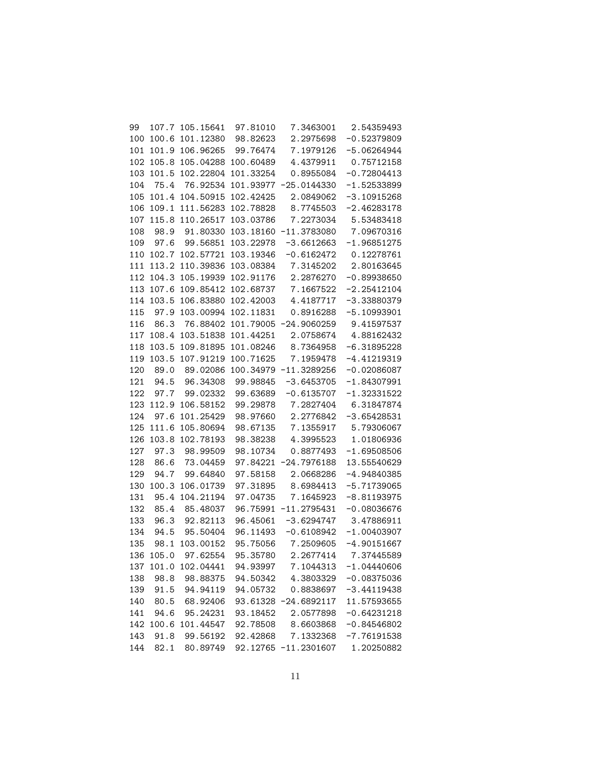| | | | | | |
|---|---|---|---|---|---|
| 99 | 107.7 | 105.15641 | 97.81010 | 7.3463001 | 2.54359493 |
| 100 | 100.6 | 101.12380 | 98.82623 | 2.2975698 | -0.52379809 |
| 101 | 101.9 | 106.96265 | 99.76474 | 7.1979126 | -5.06264944 |
| 102 | 105.8 | 105.04288 | 100.60489 | 4.4379911 | 0.75712158 |
| 103 | 101.5 | 102.22804 | 101.33254 | 0.8955084 | -0.72804413 |
| 104 | 75.4 | 76.92534 | 101.93977 | -25.0144330 | -1.52533899 |
| 105 | 101.4 | 104.50915 | 102.42425 | 2.0849062 | -3.10915268 |
| 106 | 109.1 | 111.56283 | 102.78828 | 8.7745503 | -2.46283178 |
| 107 | 115.8 | 110.26517 | 103.03786 | 7.2273034 | 5.53483418 |
| 108 | 98.9 | 91.80330 | 103.18160 | -11.3783080 | 7.09670316 |
| 109 | 97.6 | 99.56851 | 103.22978 | -3.6612663 | -1.96851275 |
| 110 | 102.7 | 102.57721 | 103.19346 | -0.6162472 | 0.12278761 |
| 111 | 113.2 | 110.39836 | 103.08384 | 7.3145202 | 2.80163645 |
| 112 | 104.3 | 105.19939 | 102.91176 | 2.2876270 | -0.89938650 |
| 113 | 107.6 | 109.85412 | 102.68737 | 7.1667522 | -2.25412104 |
| 114 | 103.5 | 106.83880 | 102.42003 | 4.4187717 | -3.33880379 |
| 115 | 97.9 | 103.00994 | 102.11831 | 0.8916288 | -5.10993901 |
| 116 | 86.3 | 76.88402 | 101.79005 | -24.9060259 | 9.41597537 |
| 117 | 108.4 | 103.51838 | 101.44251 | 2.0758674 | 4.88162432 |
| 118 | 103.5 | 109.81895 | 101.08246 | 8.7364958 | -6.31895228 |
| 119 | 103.5 | 107.91219 | 100.71625 | 7.1959478 | -4.41219319 |
| 120 | 89.0 | 89.02086 | 100.34979 | -11.3289256 | -0.02086087 |
| 121 | 94.5 | 96.34308 | 99.98845 | -3.6453705 | -1.84307991 |
| 122 | 97.7 | 99.02332 | 99.63689 | -0.6135707 | -1.32331522 |
| 123 | 112.9 | 106.58152 | 99.29878 | 7.2827404 | 6.31847874 |
| 124 | 97.6 | 101.25429 | 98.97660 | 2.2776842 | -3.65428531 |
| 125 | 111.6 | 105.80694 | 98.67135 | 7.1355917 | 5.79306067 |
| 126 | 103.8 | 102.78193 | 98.38238 | 4.3995523 | 1.01806936 |
| 127 | 97.3 | 98.99509 | 98.10734 | 0.8877493 | -1.69508506 |
| 128 | 86.6 | 73.04459 | 97.84221 | -24.7976188 | 13.55540629 |
| 129 | 94.7 | 99.64840 | 97.58158 | 2.0668286 | -4.94840385 |
| 130 | 100.3 | 106.01739 | 97.31895 | 8.6984413 | -5.71739065 |
| 131 | 95.4 | 104.21194 | 97.04735 | 7.1645923 | -8.81193975 |
| 132 | 85.4 | 85.48037 | 96.75991 | -11.2795431 | -0.08036676 |
| 133 | 96.3 | 92.82113 | 96.45061 | -3.6294747 | 3.47886911 |
| 134 | 94.5 | 95.50404 | 96.11493 | -0.6108942 | -1.00403907 |
| 135 | 98.1 | 103.00152 | 95.75056 | 7.2509605 | -4.90151667 |
| 136 | 105.0 | 97.62554 | 95.35780 | 2.2677414 | 7.37445589 |
| 137 | 101.0 | 102.04441 | 94.93997 | 7.1044313 | -1.04440606 |
| 138 | 98.8 | 98.88375 | 94.50342 | 4.3803329 | -0.08375036 |
| 139 | 91.5 | 94.94119 | 94.05732 | 0.8838697 | -3.44119438 |
| 140 | 80.5 | 68.92406 | 93.61328 | -24.6892117 | 11.57593655 |
| 141 | 94.6 | 95.24231 | 93.18452 | 2.0577898 | -0.64231218 |
| 142 | 100.6 | 101.44547 | 92.78508 | 8.6603868 | -0.84546802 |
| 143 | 91.8 | 99.56192 | 92.42868 | 7.1332368 | -7.76191538 |
| 144 | 82.1 | 80.89749 | 92.12765 | -11.2301607 | 1.20250882 |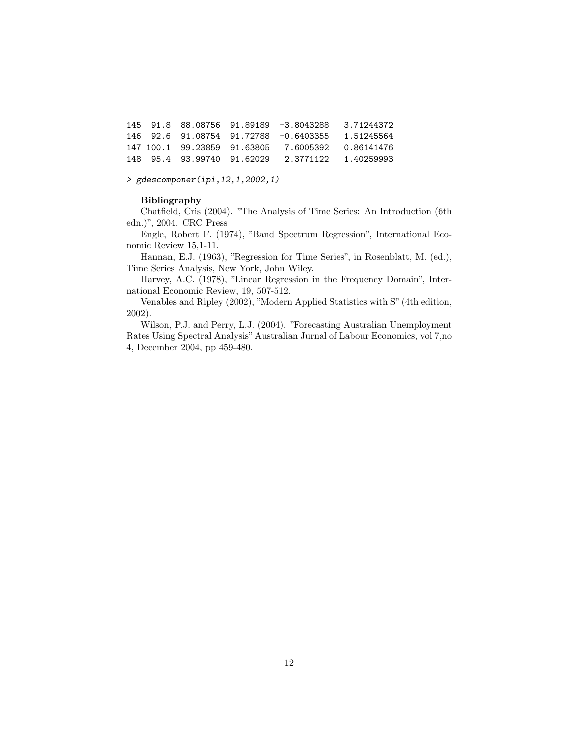```
145  91.8  88.08756  91.89189  -3.8043288   3.71244372
146  92.6  91.08754  91.72788  -0.6403355   1.51245564
147 100.1  99.23859  91.63805   7.6005392   0.86141476
148  95.4  93.99740  91.62029   2.3771122   1.40259993
```

```
> gdescomponer(ipi,12,1,2002,1)
```

**Bibliography**

Chatfield, Cris (2004). "The Analysis of Time Series: An Introduction (6th edn.)", 2004. CRC Press

Engle, Robert F. (1974), "Band Spectrum Regression", International Economic Review 15,1-11.

Hannan, E.J. (1963), "Regression for Time Series", in Rosenblatt, M. (ed.), Time Series Analysis, New York, John Wiley.

Harvey, A.C. (1978), "Linear Regression in the Frequency Domain", International Economic Review, 19, 507-512.

Venables and Ripley (2002), "Modern Applied Statistics with S" (4th edition, 2002).

Wilson, P.J. and Perry, L.J. (2004). "Forecasting Australian Unemployment Rates Using Spectral Analysis" Australian Jurnal of Labour Economics, vol 7,no 4, December 2004, pp 459-480.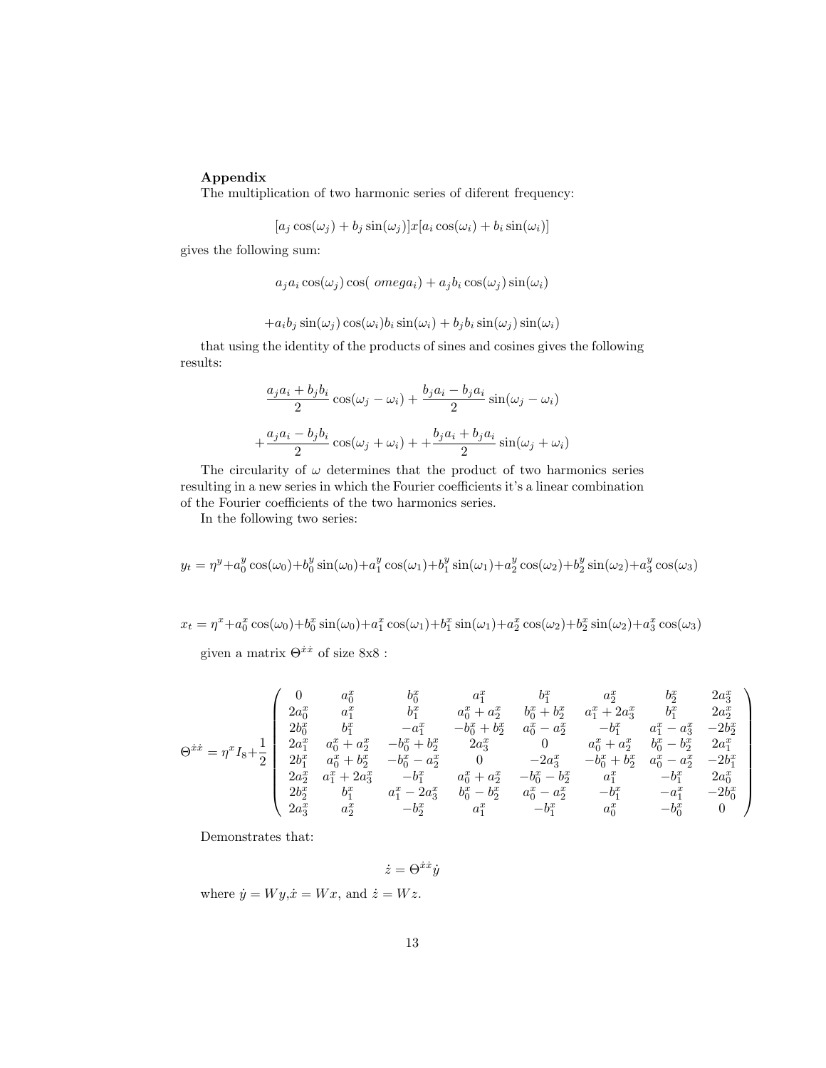**Appendix**

The multiplication of two harmonic series of diferent frequency:

$$[a_j \cos(\omega_j) + b_j \sin(\omega_j)]x[a_i \cos(\omega_i) + b_i \sin(\omega_i)]$$

gives the following sum:

$$a_j a_i \cos(\omega_j) \cos( \ omega_i) + a_j b_i \cos(\omega_j) \sin(\omega_i)$$

$$+a_i b_j \sin(\omega_j) \cos(\omega_i) b_i \sin(\omega_i) + b_j b_i \sin(\omega_j) \sin(\omega_i)$$

that using the identity of the products of sines and cosines gives the following results:

$$\frac{a_j a_i + b_j b_i}{2} \cos(\omega_j - \omega_i) + \frac{b_j a_i - b_j a_i}{2} \sin(\omega_j - \omega_i)$$

$$+\frac{a_j a_i - b_j b_i}{2} \cos(\omega_j + \omega_i) + +\frac{b_j a_i + b_j a_i}{2} \sin(\omega_j + \omega_i)$$

The circularity of $\omega$ determines that the product of two harmonics series resulting in a new series in which the Fourier coefficients it's a linear combination of the Fourier coefficients of the two harmonics series.

In the following two series:

$$y_t = \eta^y + a_0^y \cos(\omega_0) + b_0^y \sin(\omega_0) + a_1^y \cos(\omega_1) + b_1^y \sin(\omega_1) + a_2^y \cos(\omega_2) + b_2^y \sin(\omega_2) + a_3^y \cos(\omega_3)$$

$$x_t = \eta^x + a_0^x \cos(\omega_0) + b_0^x \sin(\omega_0) + a_1^x \cos(\omega_1) + b_1^x \sin(\omega_1) + a_2^x \cos(\omega_2) + b_2^x \sin(\omega_2) + a_3^x \cos(\omega_3)$$

given a matrix $\Theta^{\dot{x}\dot{x}}$ of size 8x8 :

$$\Theta^{\dot{x}\dot{x}} = \eta^x I_8 + \frac{1}{2} \begin{pmatrix} 0 & a_0^x & b_0^x & a_1^x & b_1^x & a_2^x & b_2^x & 2a_3^x \\ 2a_0^x & a_1^x & b_1^x & a_0^x + a_2^x & b_0^x + b_2^x & a_1^x + 2a_3^x & b_1^x & 2a_2^x \\ 2b_0^x & b_1^x & -a_1^x & -b_0^x + b_2^x & a_0^x - a_2^x & -b_1^x & a_1^x - a_3^x & -2b_2^x \\ 2a_1^x & a_0^x + a_2^x & -b_0^x + b_2^x & 2a_3^x & 0 & a_0^x + a_2^x & b_0^x - b_2^x & 2a_1^x \\ 2b_1^x & a_0^x + b_2^x & -b_0^x - a_2^x & 0 & -2a_3^x & -b_0^x + b_2^x & a_0^x - a_2^x & -2b_1^x \\ 2a_2^x & a_1^x + 2a_3^x & -b_1^x & a_0^x + a_2^x & -b_0^x - b_2^x & a_1^x & -b_1^x & 2a_0^x \\ 2b_2^x & b_1^x & a_1^x - 2a_3^x & b_0^x - b_2^x & a_0^x - a_2^x & -b_1^x & -a_1^x & -2b_0^x \\ 2a_3^x & a_2^x & -b_2^x & a_1^x & -b_1^x & a_0^x & -b_0^x & 0 \end{pmatrix}$$

Demonstrates that:

$$\dot{z} = \Theta^{\dot{x}\dot{x}} \dot{y}$$

where $\dot{y} = Wy$, $\dot{x} = Wx$, and $\dot{z} = Wz$.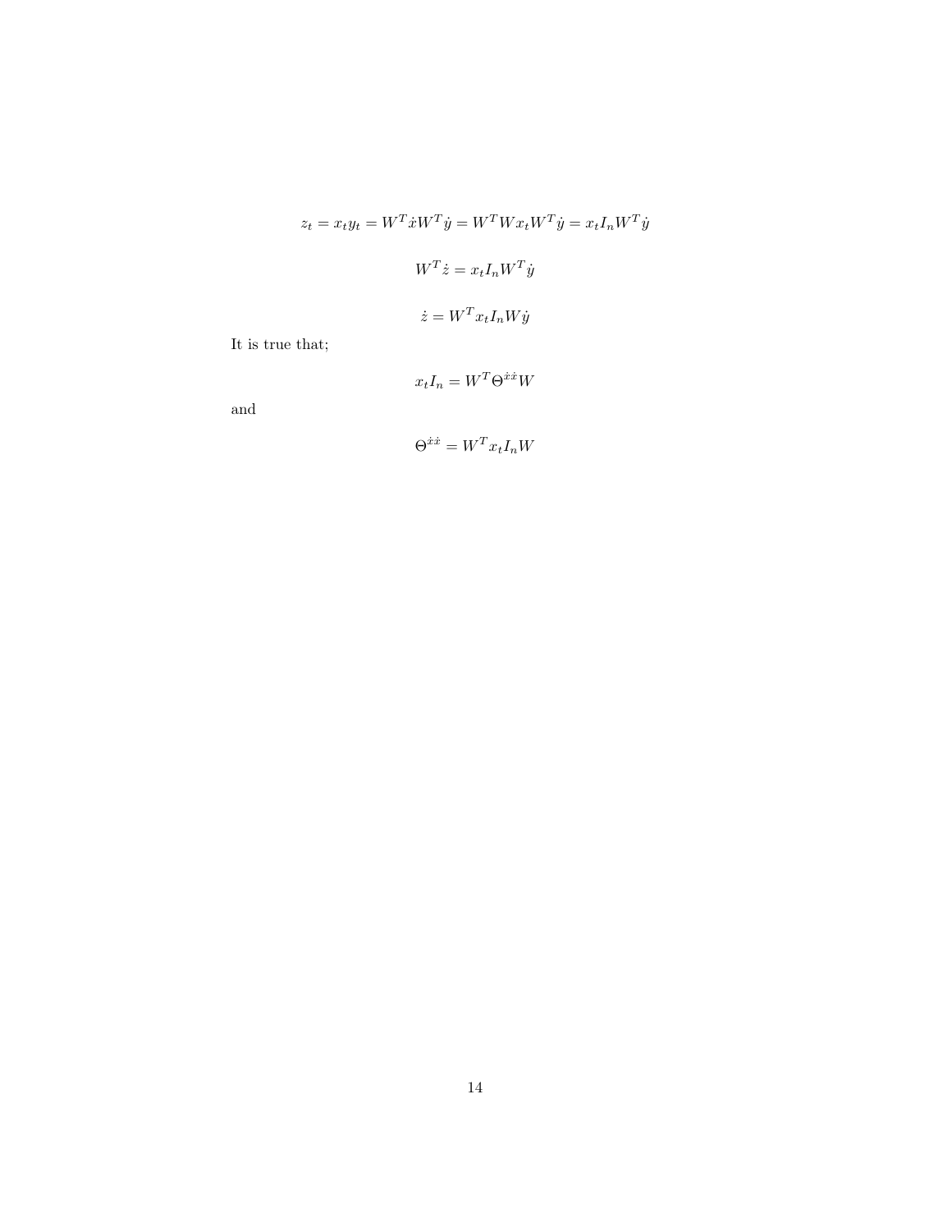$$z_t = x_t y_t = W^T \dot{x} W^T \dot{y} = W^T W x_t W^T \dot{y} = x_t I_n W^T \dot{y}$$

$$W^T \dot{z} = x_t I_n W^T \dot{y}$$

$$\dot{z} = W^T x_t I_n W \dot{y}$$

It is true that;

$$x_t I_n = W^T \Theta^{\dot{x}\dot{x}} W$$

and

$$\Theta^{\dot{x}\dot{x}} = W^T x_t I_n W$$